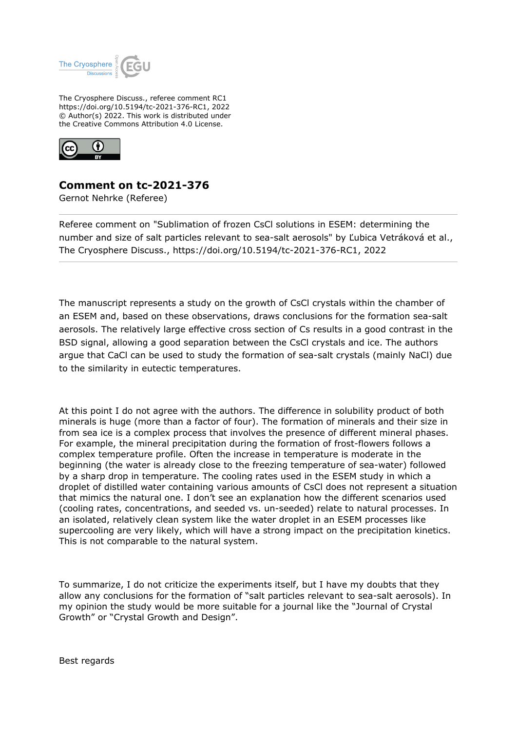The Cryosphere Discuss., referee comment RC1
https://doi.org/10.5194/tc-2021-376-RC1, 2022
© Author(s) 2022. This work is distributed under
the Creative Commons Attribution 4.0 License.

# Comment on tc-2021-376

Gernot Nehrke (Referee)

Referee comment on "Sublimation of frozen CsCl solutions in ESEM: determining the number and size of salt particles relevant to sea-salt aerosols" by Ľubica Vetráková et al., The Cryosphere Discuss., https://doi.org/10.5194/tc-2021-376-RC1, 2022

The manuscript represents a study on the growth of CsCl crystals within the chamber of an ESEM and, based on these observations, draws conclusions for the formation sea-salt aerosols. The relatively large effective cross section of Cs results in a good contrast in the BSD signal, allowing a good separation between the CsCl crystals and ice. The authors argue that CaCl can be used to study the formation of sea-salt crystals (mainly NaCl) due to the similarity in eutectic temperatures.

At this point I do not agree with the authors. The difference in solubility product of both minerals is huge (more than a factor of four). The formation of minerals and their size in from sea ice is a complex process that involves the presence of different mineral phases. For example, the mineral precipitation during the formation of frost-flowers follows a complex temperature profile. Often the increase in temperature is moderate in the beginning (the water is already close to the freezing temperature of sea-water) followed by a sharp drop in temperature. The cooling rates used in the ESEM study in which a droplet of distilled water containing various amounts of CsCl does not represent a situation that mimics the natural one. I don't see an explanation how the different scenarios used (cooling rates, concentrations, and seeded vs. un-seeded) relate to natural processes. In an isolated, relatively clean system like the water droplet in an ESEM processes like supercooling are very likely, which will have a strong impact on the precipitation kinetics. This is not comparable to the natural system.

To summarize, I do not criticize the experiments itself, but I have my doubts that they allow any conclusions for the formation of "salt particles relevant to sea-salt aerosols). In my opinion the study would be more suitable for a journal like the "Journal of Crystal Growth" or "Crystal Growth and Design".

Best regards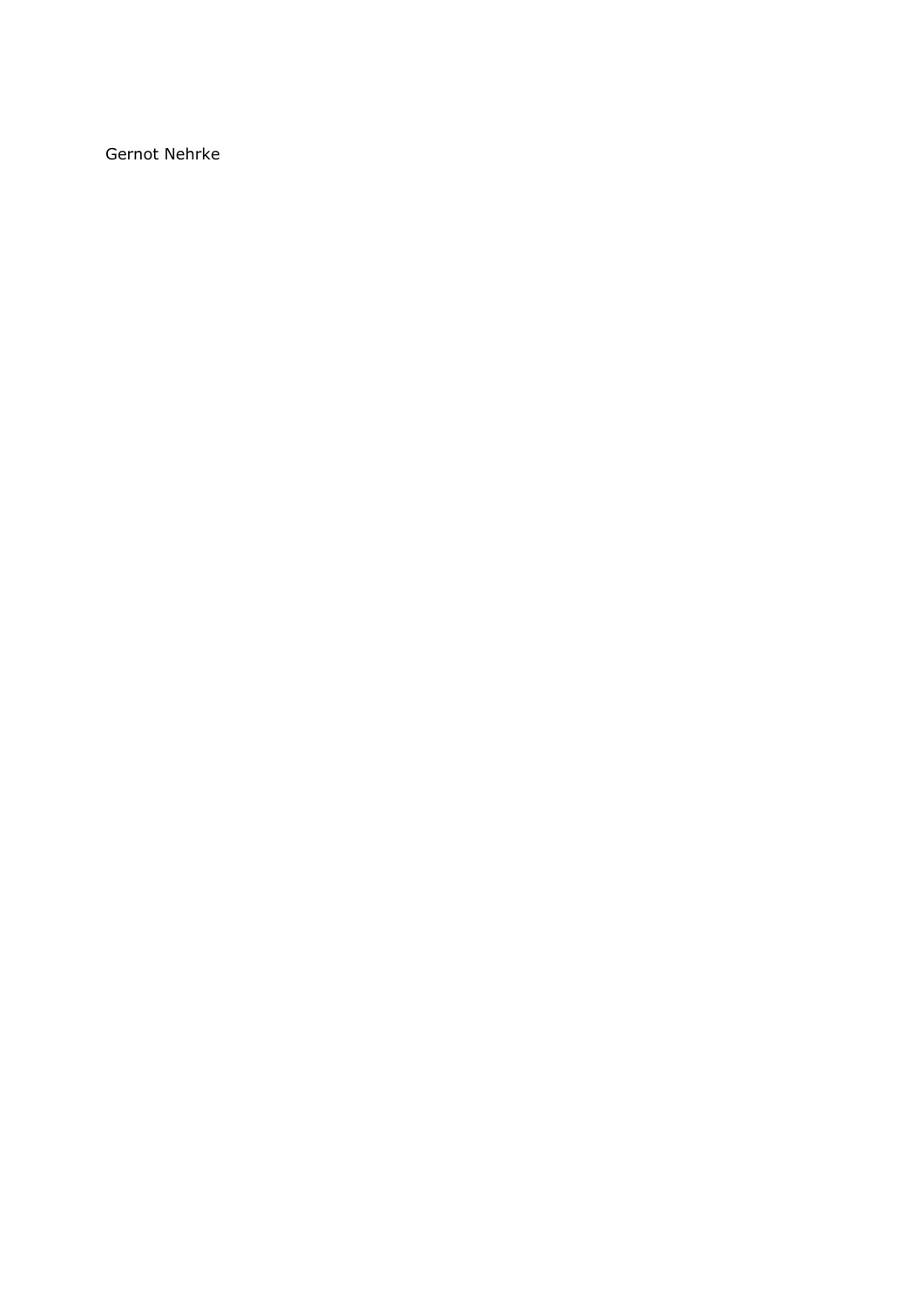Gernot Nehrke